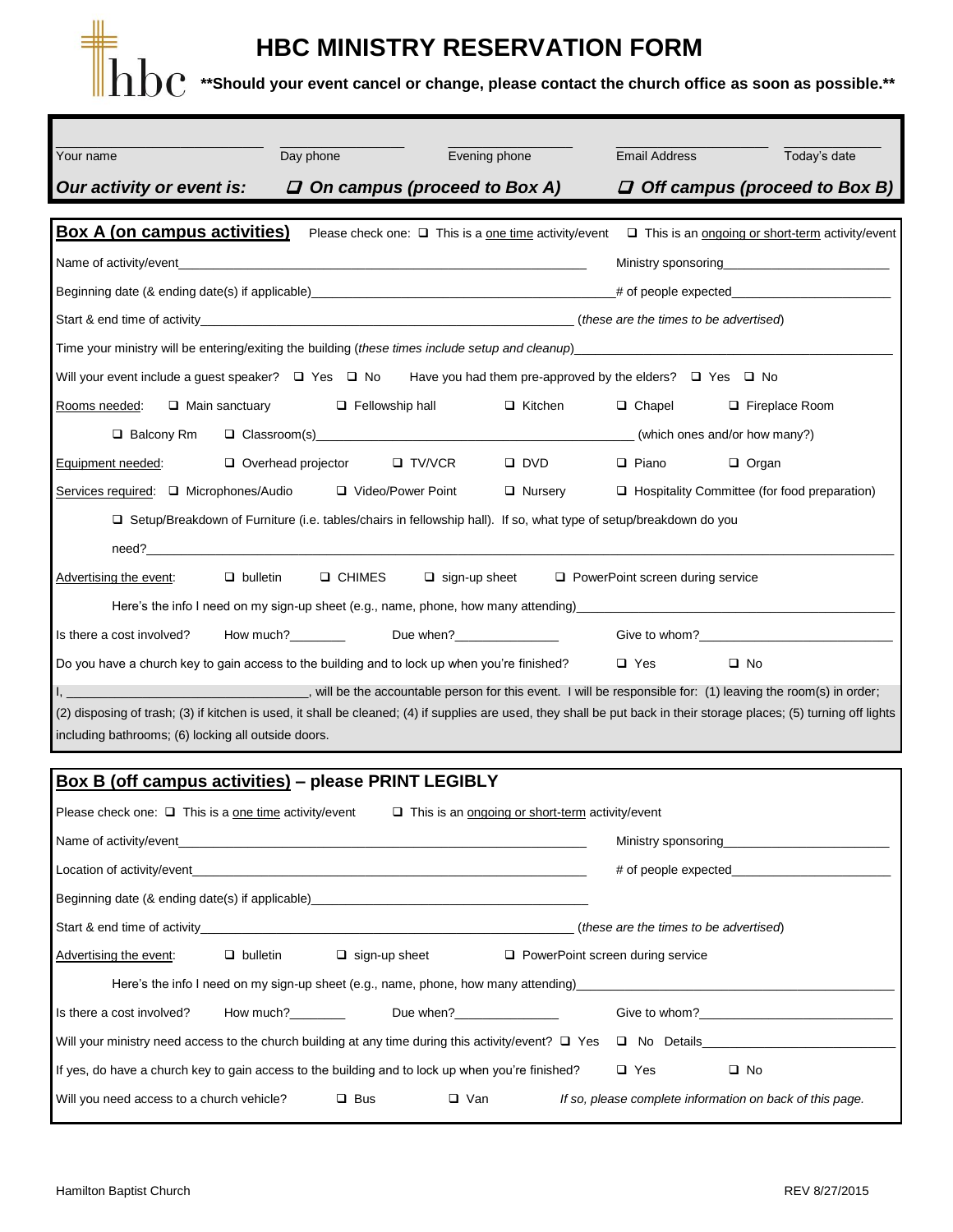# HBC MINISTRY RESERVATION FORM

**\*\*Should your event cancel or change, please contact the church office as soon as possible.\*\***

Your name ________________ Day phone ________________ Evening phone ________________ Email Address ________________ Today's date ________________

***Our activity or event is:*** ❑ ***On campus (proceed to Box A)*** ❑ ***Off campus (proceed to Box B)***

## Box A (on campus activities)

Please check one: ❑ This is a one time activity/event ❑ This is an ongoing or short-term activity/event

Name of activity/event________________________________ Ministry sponsoring________________

Beginning date (& ending date(s) if applicable)________________________________ # of people expected________________

Start & end time of activity________________________________ (*these are the times to be advertised*)

Time your ministry will be entering/exiting the building (*these times include setup and cleanup*)________________________________

Will your event include a guest speaker? ❑ Yes ❑ No Have you had them pre-approved by the elders? ❑ Yes ❑ No

Rooms needed: ❑ Main sanctuary ❑ Fellowship hall ❑ Kitchen ❑ Chapel ❑ Fireplace Room

❑ Balcony Rm ❑ Classroom(s)________________________________ (which ones and/or how many?)

Equipment needed: ❑ Overhead projector ❑ TV/VCR ❑ DVD ❑ Piano ❑ Organ

Services required: ❑ Microphones/Audio ❑ Video/Power Point ❑ Nursery ❑ Hospitality Committee (for food preparation)

❑ Setup/Breakdown of Furniture (i.e. tables/chairs in fellowship hall). If so, what type of setup/breakdown do you need?________________________________

Advertising the event: ❑ bulletin ❑ CHIMES ❑ sign-up sheet ❑ PowerPoint screen during service

Here's the info I need on my sign-up sheet (e.g., name, phone, how many attending)________________________________

Is there a cost involved? How much?________ Due when?________________ Give to whom?________________

Do you have a church key to gain access to the building and to lock up when you're finished? ❑ Yes ❑ No

I, ________________________________, will be the accountable person for this event. I will be responsible for: (1) leaving the room(s) in order; (2) disposing of trash; (3) if kitchen is used, it shall be cleaned; (4) if supplies are used, they shall be put back in their storage places; (5) turning off lights including bathrooms; (6) locking all outside doors.

## Box B (off campus activities) – please PRINT LEGIBLY

Please check one: ❑ This is a one time activity/event ❑ This is an ongoing or short-term activity/event

Name of activity/event________________________________ Ministry sponsoring________________

Location of activity/event________________________________ # of people expected________________

Beginning date (& ending date(s) if applicable)________________________________

Start & end time of activity________________________________ (*these are the times to be advertised*)

Advertising the event: ❑ bulletin ❑ sign-up sheet ❑ PowerPoint screen during service

Here's the info I need on my sign-up sheet (e.g., name, phone, how many attending)________________________________

Is there a cost involved? How much?________ Due when?________________ Give to whom?________________

Will your ministry need access to the church building at any time during this activity/event? ❑ Yes ❑ No Details________________

If yes, do have a church key to gain access to the building and to lock up when you're finished? ❑ Yes ❑ No

Will you need access to a church vehicle? ❑ Bus ❑ Van *If so, please complete information on back of this page.*

Hamilton Baptist Church REV 8/27/2015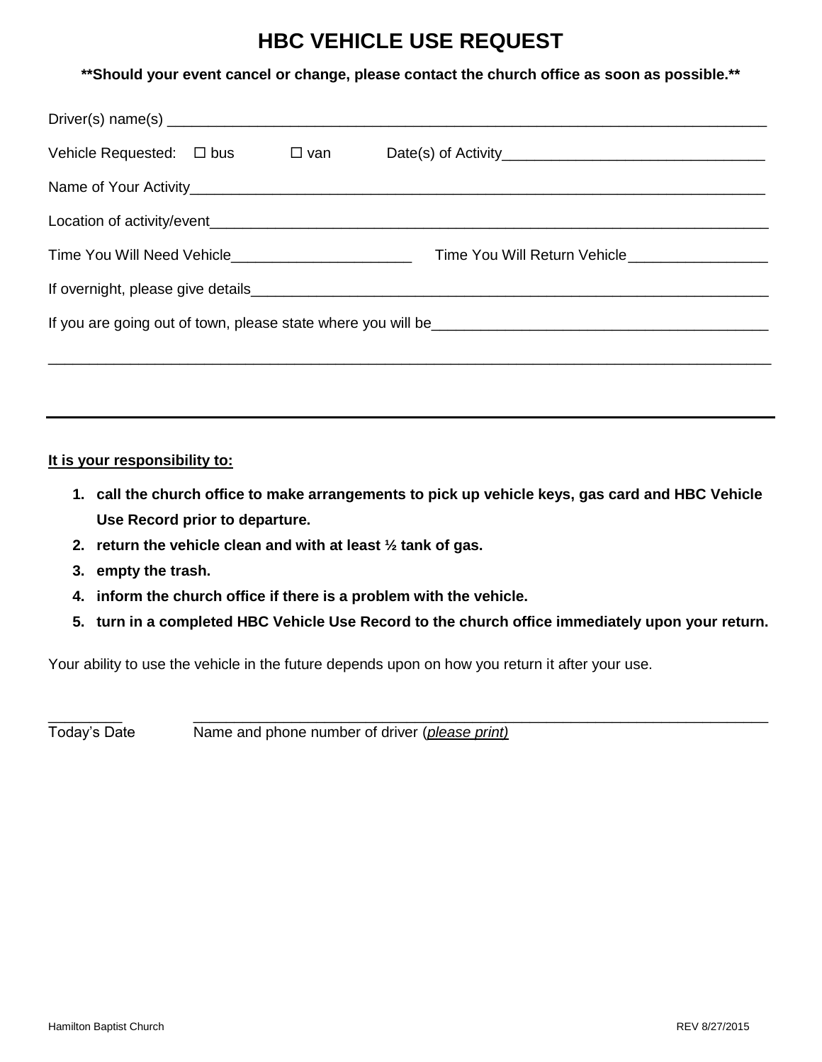# HBC VEHICLE USE REQUEST

**\*\*Should your event cancel or change, please contact the church office as soon as possible.\*\***

Driver(s) name(s) ___________________________________________________________________________

Vehicle Requested: ☐ bus ☐ van Date(s) of Activity_________________________________

Name of Your Activity___________________________________________________________________________

Location of activity/event___________________________________________________________________________

Time You Will Need Vehicle_______________________ Time You Will Return Vehicle_________________

If overnight, please give details___________________________________________________________________

If you are going out of town, please state where you will be__________________________________________

_____________________________________________________________________________________________

---

**It is your responsibility to:**

1. **call the church office to make arrangements to pick up vehicle keys, gas card and HBC Vehicle Use Record prior to departure.**
2. **return the vehicle clean and with at least ½ tank of gas.**
3. **empty the trash.**
4. **inform the church office if there is a problem with the vehicle.**
5. **turn in a completed HBC Vehicle Use Record to the church office immediately upon your return.**

Your ability to use the vehicle in the future depends upon on how you return it after your use.

_________ ___________________________________________________________________________

Today's Date Name and phone number of driver (*please print)*

Hamilton Baptist Church REV 8/27/2015